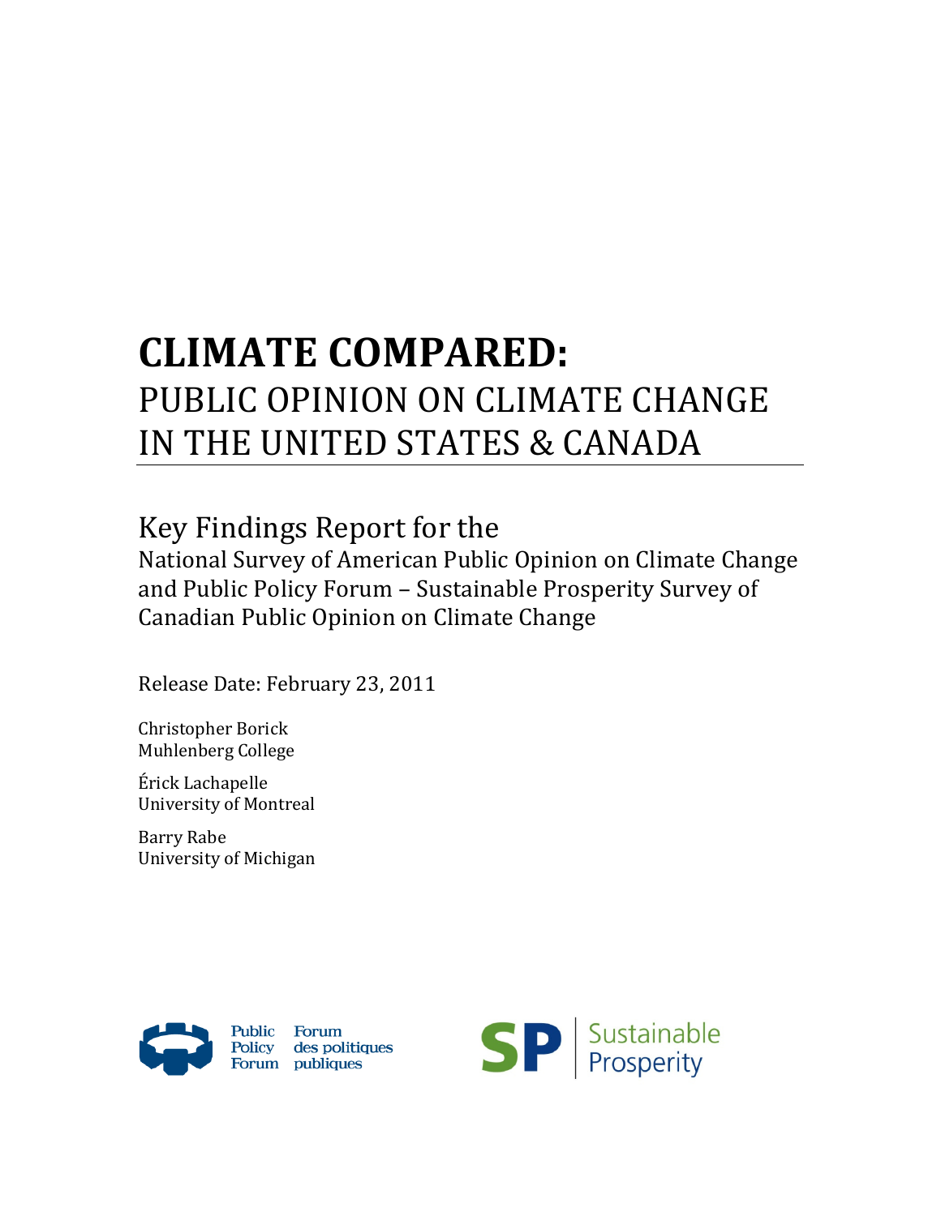# CLIMATE COMPARED:

## PUBLIC OPINION ON CLIMATE CHANGE IN THE UNITED STATES & CANADA

Key Findings Report for the

National Survey of American Public Opinion on Climate Change and Public Policy Forum – Sustainable Prosperity Survey of Canadian Public Opinion on Climate Change

Release Date: February 23, 2011

Christopher Borick
Muhlenberg College

Érick Lachapelle
University of Montreal

Barry Rabe
University of Michigan

Public Policy Forum | Forum des politiques publiques

SP | Sustainable Prosperity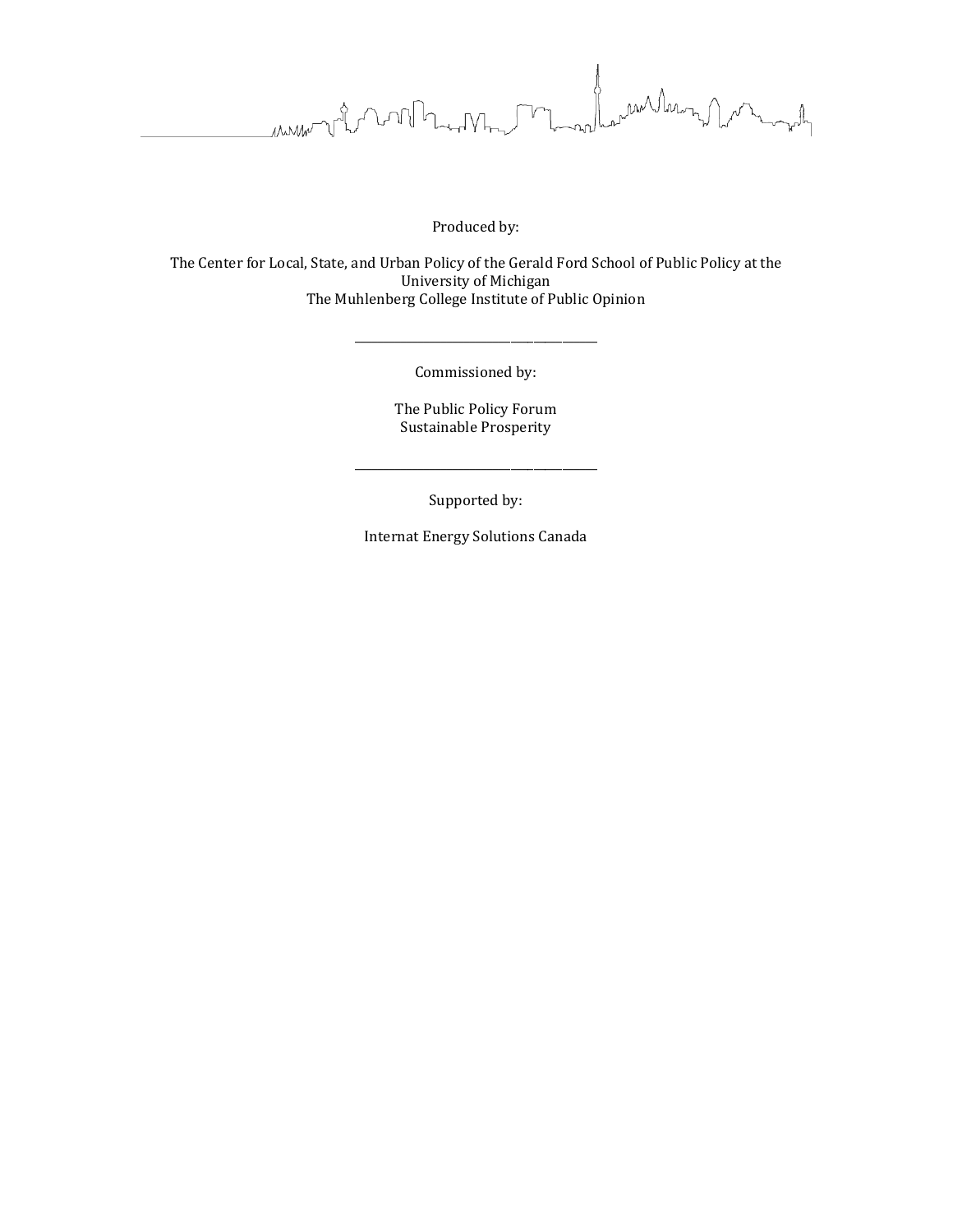Produced by:

The Center for Local, State, and Urban Policy of the Gerald Ford School of Public Policy at the University of Michigan
The Muhlenberg College Institute of Public Opinion

---

Commissioned by:

The Public Policy Forum
Sustainable Prosperity

---

Supported by:

Internat Energy Solutions Canada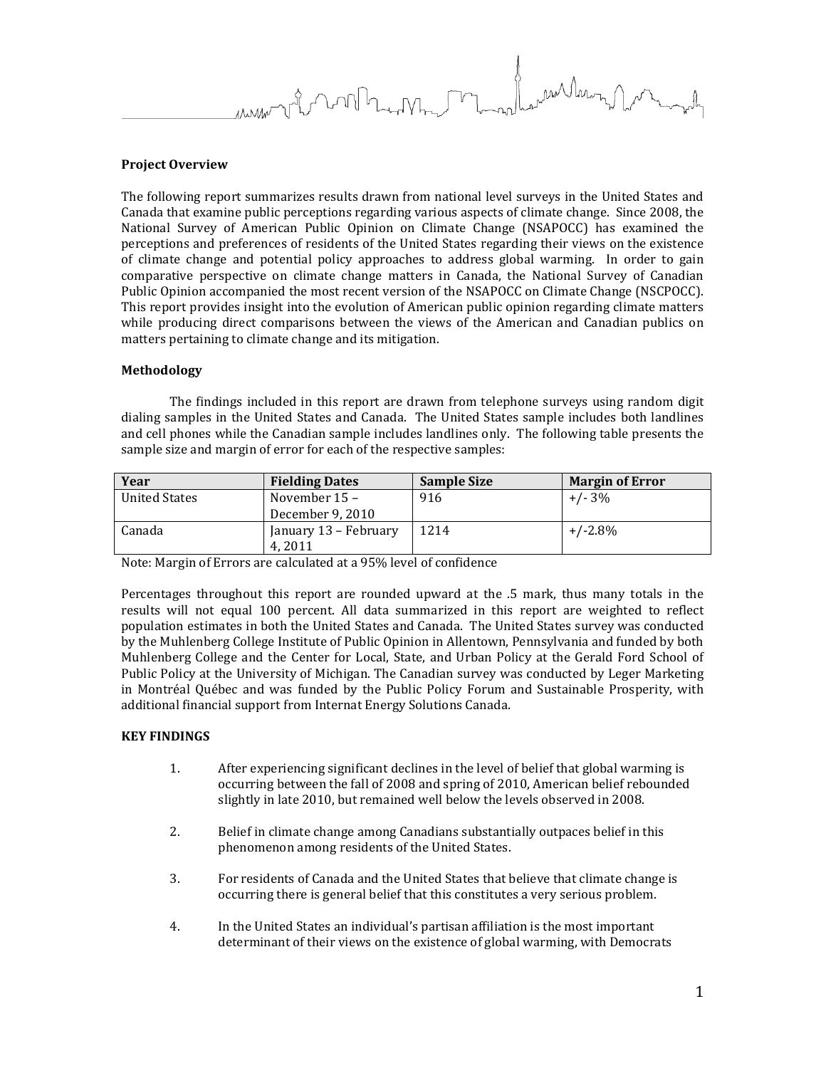**Project Overview**

The following report summarizes results drawn from national level surveys in the United States and Canada that examine public perceptions regarding various aspects of climate change. Since 2008, the National Survey of American Public Opinion on Climate Change (NSAPOCC) has examined the perceptions and preferences of residents of the United States regarding their views on the existence of climate change and potential policy approaches to address global warming. In order to gain comparative perspective on climate change matters in Canada, the National Survey of Canadian Public Opinion accompanied the most recent version of the NSAPOCC on Climate Change (NSCPOCC). This report provides insight into the evolution of American public opinion regarding climate matters while producing direct comparisons between the views of the American and Canadian publics on matters pertaining to climate change and its mitigation.

**Methodology**

The findings included in this report are drawn from telephone surveys using random digit dialing samples in the United States and Canada. The United States sample includes both landlines and cell phones while the Canadian sample includes landlines only. The following table presents the sample size and margin of error for each of the respective samples:

| Year | Fielding Dates | Sample Size | Margin of Error |
|---|---|---|---|
| United States | November 15 – December 9, 2010 | 916 | +/- 3% |
| Canada | January 13 – February 4, 2011 | 1214 | +/-2.8% |

Note: Margin of Errors are calculated at a 95% level of confidence

Percentages throughout this report are rounded upward at the .5 mark, thus many totals in the results will not equal 100 percent. All data summarized in this report are weighted to reflect population estimates in both the United States and Canada. The United States survey was conducted by the Muhlenberg College Institute of Public Opinion in Allentown, Pennsylvania and funded by both Muhlenberg College and the Center for Local, State, and Urban Policy at the Gerald Ford School of Public Policy at the University of Michigan. The Canadian survey was conducted by Leger Marketing in Montréal Québec and was funded by the Public Policy Forum and Sustainable Prosperity, with additional financial support from Internat Energy Solutions Canada.

**KEY FINDINGS**

1. After experiencing significant declines in the level of belief that global warming is occurring between the fall of 2008 and spring of 2010, American belief rebounded slightly in late 2010, but remained well below the levels observed in 2008.

2. Belief in climate change among Canadians substantially outpaces belief in this phenomenon among residents of the United States.

3. For residents of Canada and the United States that believe that climate change is occurring there is general belief that this constitutes a very serious problem.

4. In the United States an individual's partisan affiliation is the most important determinant of their views on the existence of global warming, with Democrats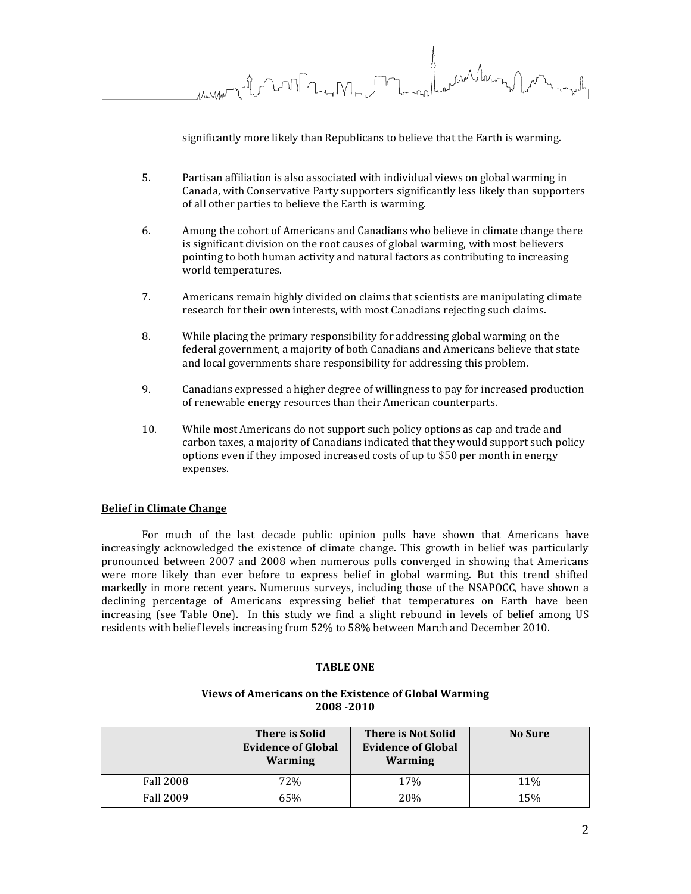significantly more likely than Republicans to believe that the Earth is warming.

5. Partisan affiliation is also associated with individual views on global warming in Canada, with Conservative Party supporters significantly less likely than supporters of all other parties to believe the Earth is warming.

6. Among the cohort of Americans and Canadians who believe in climate change there is significant division on the root causes of global warming, with most believers pointing to both human activity and natural factors as contributing to increasing world temperatures.

7. Americans remain highly divided on claims that scientists are manipulating climate research for their own interests, with most Canadians rejecting such claims.

8. While placing the primary responsibility for addressing global warming on the federal government, a majority of both Canadians and Americans believe that state and local governments share responsibility for addressing this problem.

9. Canadians expressed a higher degree of willingness to pay for increased production of renewable energy resources than their American counterparts.

10. While most Americans do not support such policy options as cap and trade and carbon taxes, a majority of Canadians indicated that they would support such policy options even if they imposed increased costs of up to $50 per month in energy expenses.

**Belief in Climate Change**

For much of the last decade public opinion polls have shown that Americans have increasingly acknowledged the existence of climate change. This growth in belief was particularly pronounced between 2007 and 2008 when numerous polls converged in showing that Americans were more likely than ever before to express belief in global warming. But this trend shifted markedly in more recent years. Numerous surveys, including those of the NSAPOCC, have shown a declining percentage of Americans expressing belief that temperatures on Earth have been increasing (see Table One). In this study we find a slight rebound in levels of belief among US residents with belief levels increasing from 52% to 58% between March and December 2010.

**TABLE ONE**

**Views of Americans on the Existence of Global Warming 2008 -2010**

| | There is Solid Evidence of Global Warming | There is Not Solid Evidence of Global Warming | No Sure |
|---|---|---|---|
| Fall 2008 | 72% | 17% | 11% |
| Fall 2009 | 65% | 20% | 15% |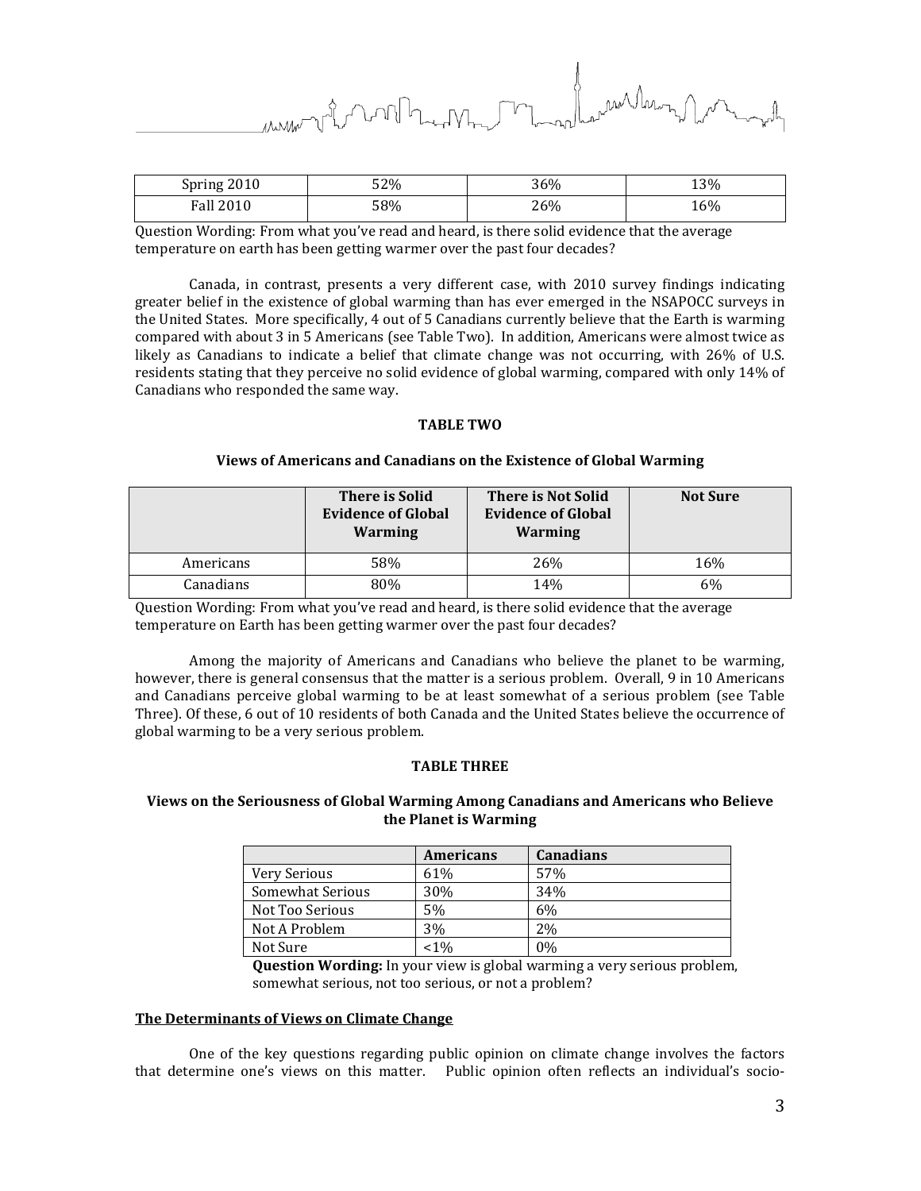| Spring 2010 | 52% | 36% | 13% |
|---|---|---|---|
| Fall 2010 | 58% | 26% | 16% |

Question Wording: From what you've read and heard, is there solid evidence that the average temperature on earth has been getting warmer over the past four decades?

Canada, in contrast, presents a very different case, with 2010 survey findings indicating greater belief in the existence of global warming than has ever emerged in the NSAPOCC surveys in the United States. More specifically, 4 out of 5 Canadians currently believe that the Earth is warming compared with about 3 in 5 Americans (see Table Two). In addition, Americans were almost twice as likely as Canadians to indicate a belief that climate change was not occurring, with 26% of U.S. residents stating that they perceive no solid evidence of global warming, compared with only 14% of Canadians who responded the same way.

**TABLE TWO**

**Views of Americans and Canadians on the Existence of Global Warming**

| | **There is Solid Evidence of Global Warming** | **There is Not Solid Evidence of Global Warming** | **Not Sure** |
|---|---|---|---|
| Americans | 58% | 26% | 16% |
| Canadians | 80% | 14% | 6% |

Question Wording: From what you've read and heard, is there solid evidence that the average temperature on Earth has been getting warmer over the past four decades?

Among the majority of Americans and Canadians who believe the planet to be warming, however, there is general consensus that the matter is a serious problem. Overall, 9 in 10 Americans and Canadians perceive global warming to be at least somewhat of a serious problem (see Table Three). Of these, 6 out of 10 residents of both Canada and the United States believe the occurrence of global warming to be a very serious problem.

**TABLE THREE**

**Views on the Seriousness of Global Warming Among Canadians and Americans who Believe the Planet is Warming**

| | **Americans** | **Canadians** |
|---|---|---|
| Very Serious | 61% | 57% |
| Somewhat Serious | 30% | 34% |
| Not Too Serious | 5% | 6% |
| Not A Problem | 3% | 2% |
| Not Sure | <1% | 0% |

**Question Wording:** In your view is global warming a very serious problem, somewhat serious, not too serious, or not a problem?

**<u>The Determinants of Views on Climate Change</u>**

One of the key questions regarding public opinion on climate change involves the factors that determine one's views on this matter. Public opinion often reflects an individual's socio-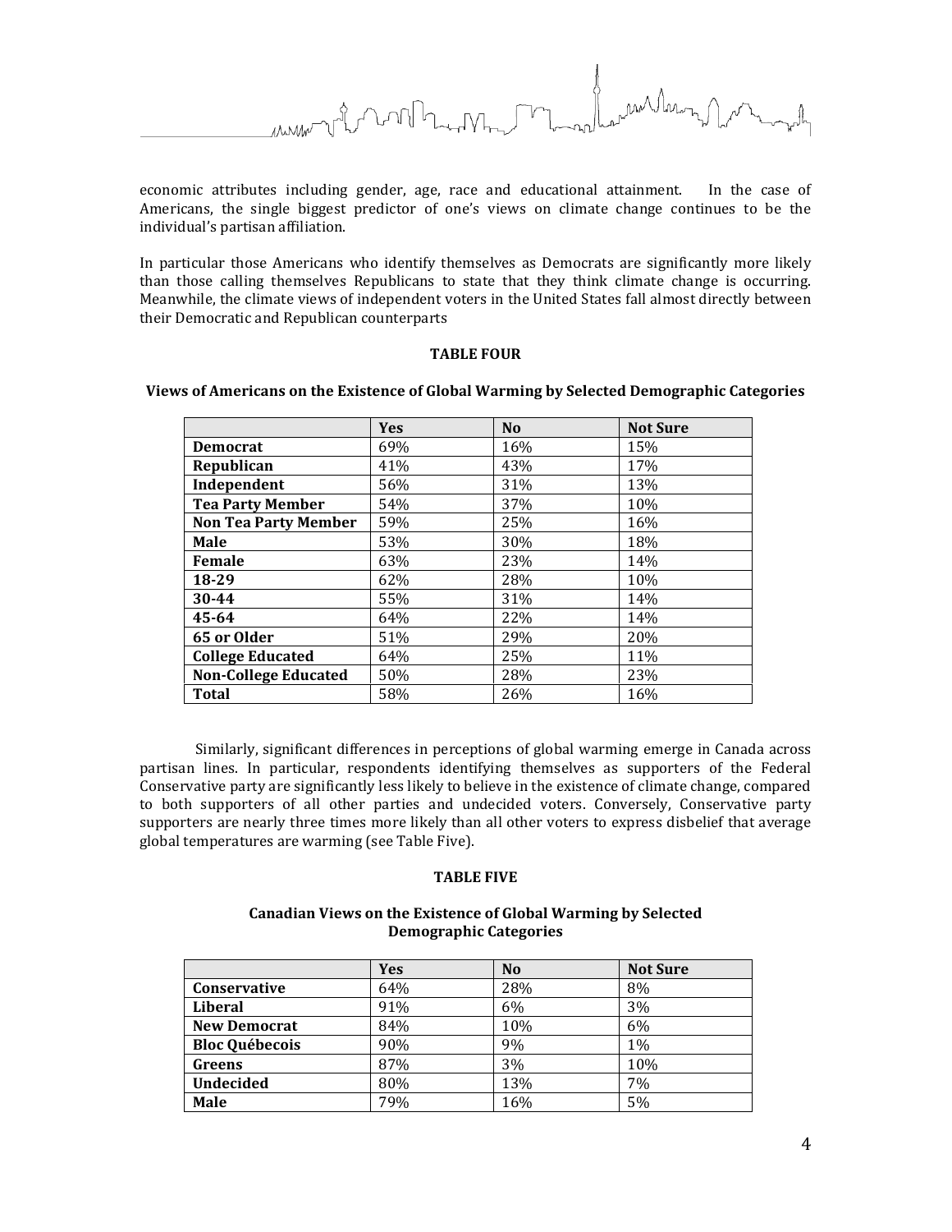economic attributes including gender, age, race and educational attainment. In the case of Americans, the single biggest predictor of one's views on climate change continues to be the individual's partisan affiliation.

In particular those Americans who identify themselves as Democrats are significantly more likely than those calling themselves Republicans to state that they think climate change is occurring. Meanwhile, the climate views of independent voters in the United States fall almost directly between their Democratic and Republican counterparts

**TABLE FOUR**

**Views of Americans on the Existence of Global Warming by Selected Demographic Categories**

| | Yes | No | Not Sure |
|---|---|---|---|
| **Democrat** | 69% | 16% | 15% |
| **Republican** | 41% | 43% | 17% |
| **Independent** | 56% | 31% | 13% |
| **Tea Party Member** | 54% | 37% | 10% |
| **Non Tea Party Member** | 59% | 25% | 16% |
| **Male** | 53% | 30% | 18% |
| **Female** | 63% | 23% | 14% |
| **18-29** | 62% | 28% | 10% |
| **30-44** | 55% | 31% | 14% |
| **45-64** | 64% | 22% | 14% |
| **65 or Older** | 51% | 29% | 20% |
| **College Educated** | 64% | 25% | 11% |
| **Non-College Educated** | 50% | 28% | 23% |
| **Total** | 58% | 26% | 16% |

Similarly, significant differences in perceptions of global warming emerge in Canada across partisan lines. In particular, respondents identifying themselves as supporters of the Federal Conservative party are significantly less likely to believe in the existence of climate change, compared to both supporters of all other parties and undecided voters. Conversely, Conservative party supporters are nearly three times more likely than all other voters to express disbelief that average global temperatures are warming (see Table Five).

**TABLE FIVE**

**Canadian Views on the Existence of Global Warming by Selected Demographic Categories**

| | Yes | No | Not Sure |
|---|---|---|---|
| **Conservative** | 64% | 28% | 8% |
| **Liberal** | 91% | 6% | 3% |
| **New Democrat** | 84% | 10% | 6% |
| **Bloc Québecois** | 90% | 9% | 1% |
| **Greens** | 87% | 3% | 10% |
| **Undecided** | 80% | 13% | 7% |
| **Male** | 79% | 16% | 5% |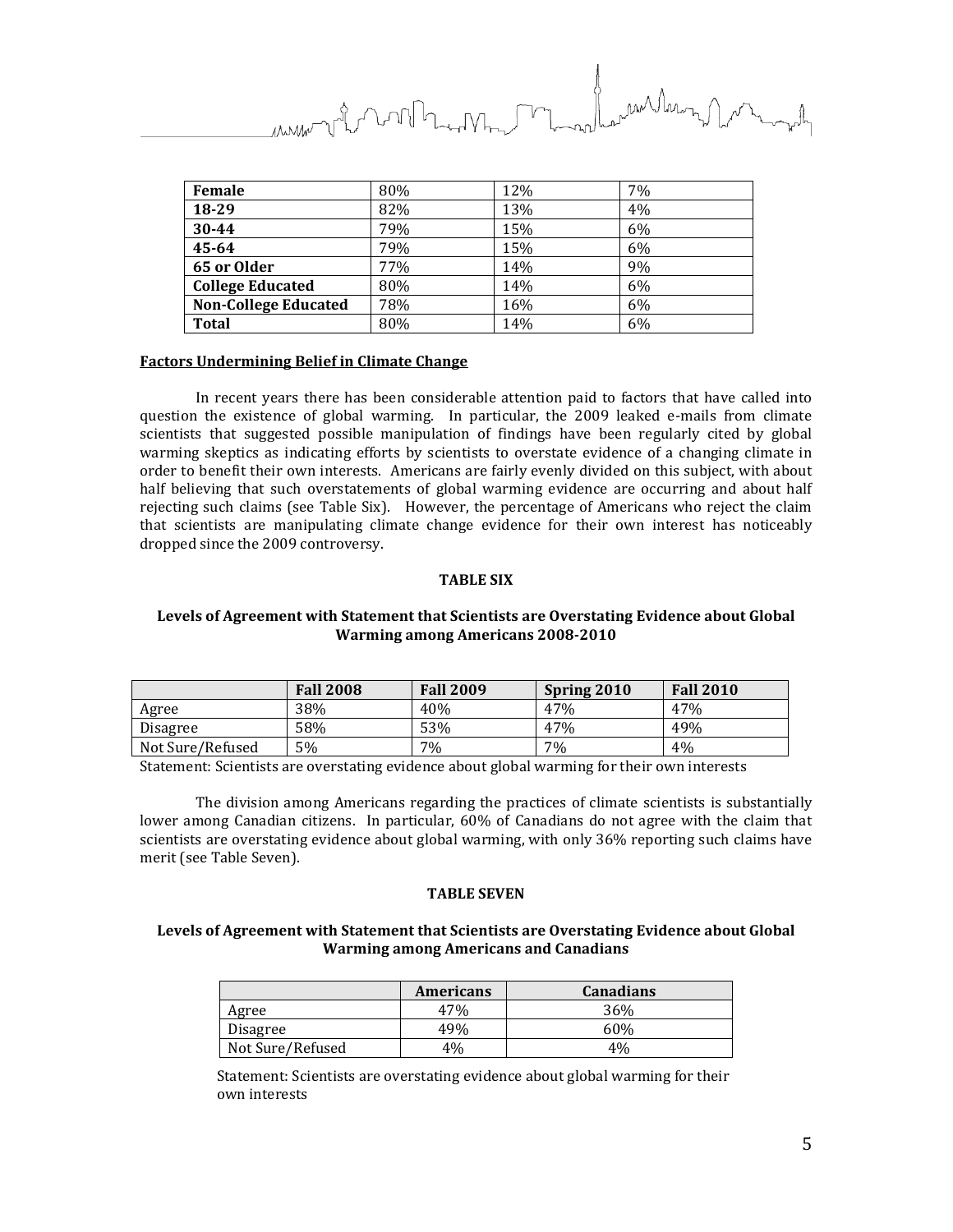| Female | 80% | 12% | 7% |
|---|---|---|---|
| 18-29 | 82% | 13% | 4% |
| 30-44 | 79% | 15% | 6% |
| 45-64 | 79% | 15% | 6% |
| 65 or Older | 77% | 14% | 9% |
| College Educated | 80% | 14% | 6% |
| Non-College Educated | 78% | 16% | 6% |
| Total | 80% | 14% | 6% |

**Factors Undermining Belief in Climate Change**

In recent years there has been considerable attention paid to factors that have called into question the existence of global warming. In particular, the 2009 leaked e-mails from climate scientists that suggested possible manipulation of findings have been regularly cited by global warming skeptics as indicating efforts by scientists to overstate evidence of a changing climate in order to benefit their own interests. Americans are fairly evenly divided on this subject, with about half believing that such overstatements of global warming evidence are occurring and about half rejecting such claims (see Table Six). However, the percentage of Americans who reject the claim that scientists are manipulating climate change evidence for their own interest has noticeably dropped since the 2009 controversy.

**TABLE SIX**

**Levels of Agreement with Statement that Scientists are Overstating Evidence about Global Warming among Americans 2008-2010**

| | Fall 2008 | Fall 2009 | Spring 2010 | Fall 2010 |
|---|---|---|---|---|
| Agree | 38% | 40% | 47% | 47% |
| Disagree | 58% | 53% | 47% | 49% |
| Not Sure/Refused | 5% | 7% | 7% | 4% |

Statement: Scientists are overstating evidence about global warming for their own interests

The division among Americans regarding the practices of climate scientists is substantially lower among Canadian citizens. In particular, 60% of Canadians do not agree with the claim that scientists are overstating evidence about global warming, with only 36% reporting such claims have merit (see Table Seven).

**TABLE SEVEN**

**Levels of Agreement with Statement that Scientists are Overstating Evidence about Global Warming among Americans and Canadians**

| | Americans | Canadians |
|---|---|---|
| Agree | 47% | 36% |
| Disagree | 49% | 60% |
| Not Sure/Refused | 4% | 4% |

Statement: Scientists are overstating evidence about global warming for their own interests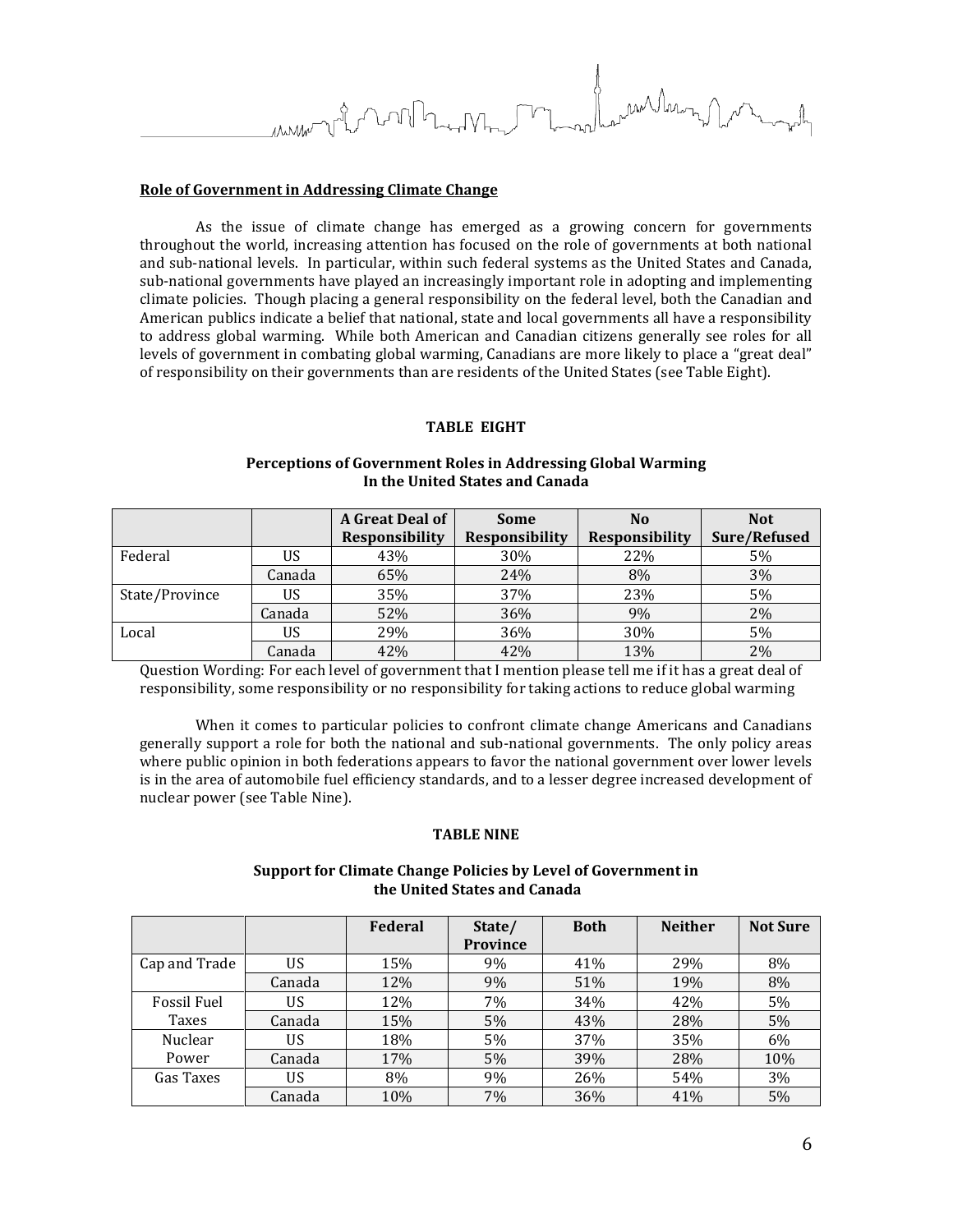**Role of Government in Addressing Climate Change**

As the issue of climate change has emerged as a growing concern for governments throughout the world, increasing attention has focused on the role of governments at both national and sub-national levels. In particular, within such federal systems as the United States and Canada, sub-national governments have played an increasingly important role in adopting and implementing climate policies. Though placing a general responsibility on the federal level, both the Canadian and American publics indicate a belief that national, state and local governments all have a responsibility to address global warming. While both American and Canadian citizens generally see roles for all levels of government in combating global warming, Canadians are more likely to place a "great deal" of responsibility on their governments than are residents of the United States (see Table Eight).

**TABLE EIGHT**

**Perceptions of Government Roles in Addressing Global Warming In the United States and Canada**

| | | A Great Deal of Responsibility | Some Responsibility | No Responsibility | Not Sure/Refused |
|---|---|---|---|---|---|
| Federal | US | 43% | 30% | 22% | 5% |
| | Canada | 65% | 24% | 8% | 3% |
| State/Province | US | 35% | 37% | 23% | 5% |
| | Canada | 52% | 36% | 9% | 2% |
| Local | US | 29% | 36% | 30% | 5% |
| | Canada | 42% | 42% | 13% | 2% |

Question Wording: For each level of government that I mention please tell me if it has a great deal of responsibility, some responsibility or no responsibility for taking actions to reduce global warming

When it comes to particular policies to confront climate change Americans and Canadians generally support a role for both the national and sub-national governments. The only policy areas where public opinion in both federations appears to favor the national government over lower levels is in the area of automobile fuel efficiency standards, and to a lesser degree increased development of nuclear power (see Table Nine).

**TABLE NINE**

**Support for Climate Change Policies by Level of Government in the United States and Canada**

| | | Federal | State/ Province | Both | Neither | Not Sure |
|---|---|---|---|---|---|---|
| Cap and Trade | US | 15% | 9% | 41% | 29% | 8% |
| | Canada | 12% | 9% | 51% | 19% | 8% |
| Fossil Fuel Taxes | US | 12% | 7% | 34% | 42% | 5% |
| | Canada | 15% | 5% | 43% | 28% | 5% |
| Nuclear Power | US | 18% | 5% | 37% | 35% | 6% |
| | Canada | 17% | 5% | 39% | 28% | 10% |
| Gas Taxes | US | 8% | 9% | 26% | 54% | 3% |
| | Canada | 10% | 7% | 36% | 41% | 5% |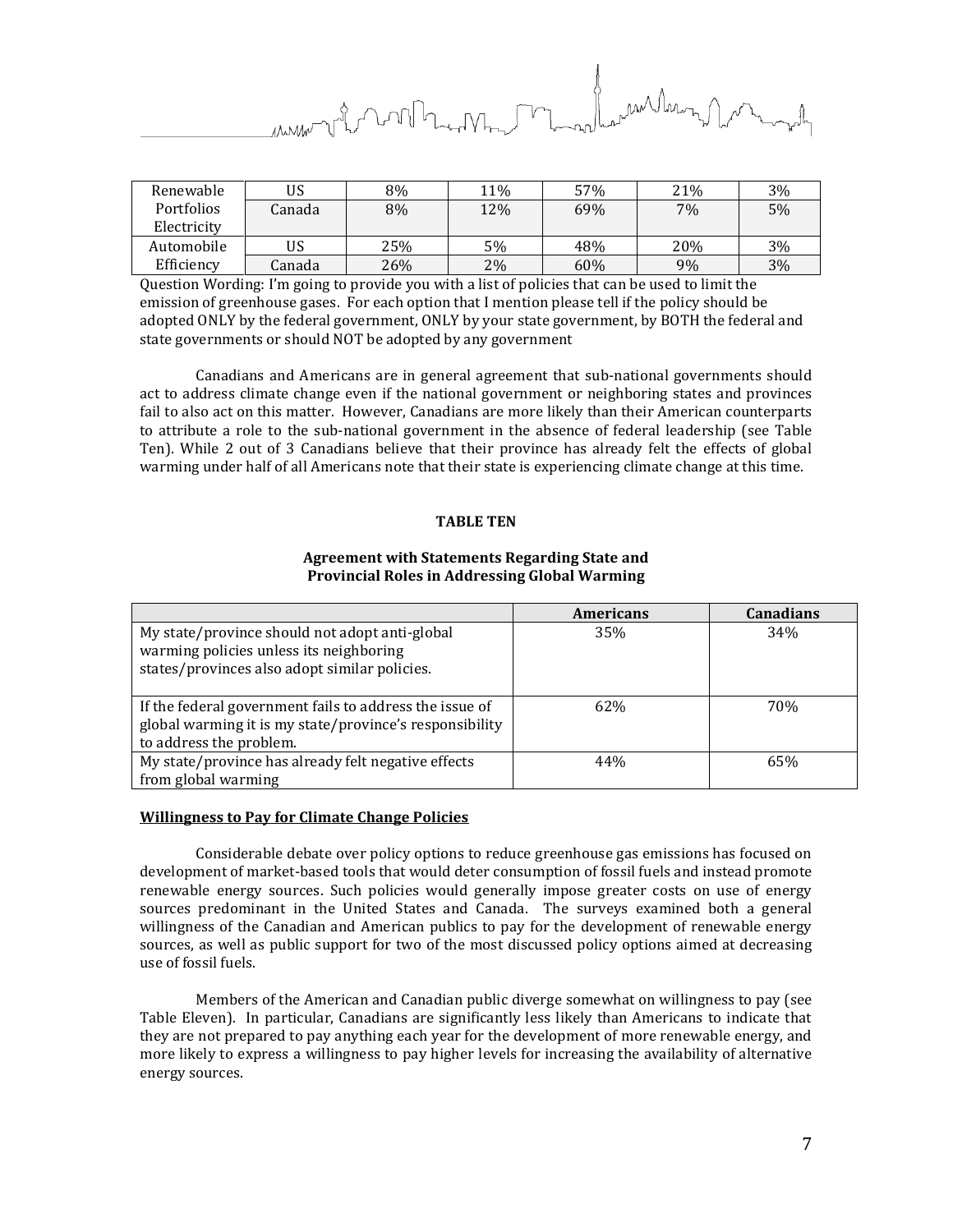| Renewable Portfolios Electricity | US | 8% | 11% | 57% | 21% | 3% |
|---|---|---|---|---|---|---|
| | Canada | 8% | 12% | 69% | 7% | 5% |
| Automobile Efficiency | US | 25% | 5% | 48% | 20% | 3% |
| | Canada | 26% | 2% | 60% | 9% | 3% |

Question Wording: I'm going to provide you with a list of policies that can be used to limit the emission of greenhouse gases. For each option that I mention please tell if the policy should be adopted ONLY by the federal government, ONLY by your state government, by BOTH the federal and state governments or should NOT be adopted by any government

Canadians and Americans are in general agreement that sub-national governments should act to address climate change even if the national government or neighboring states and provinces fail to also act on this matter. However, Canadians are more likely than their American counterparts to attribute a role to the sub-national government in the absence of federal leadership (see Table Ten). While 2 out of 3 Canadians believe that their province has already felt the effects of global warming under half of all Americans note that their state is experiencing climate change at this time.

**TABLE TEN**

**Agreement with Statements Regarding State and Provincial Roles in Addressing Global Warming**

| | Americans | Canadians |
|---|---|---|
| My state/province should not adopt anti-global warming policies unless its neighboring states/provinces also adopt similar policies. | 35% | 34% |
| If the federal government fails to address the issue of global warming it is my state/province's responsibility to address the problem. | 62% | 70% |
| My state/province has already felt negative effects from global warming | 44% | 65% |

**Willingness to Pay for Climate Change Policies**

Considerable debate over policy options to reduce greenhouse gas emissions has focused on development of market-based tools that would deter consumption of fossil fuels and instead promote renewable energy sources. Such policies would generally impose greater costs on use of energy sources predominant in the United States and Canada. The surveys examined both a general willingness of the Canadian and American publics to pay for the development of renewable energy sources, as well as public support for two of the most discussed policy options aimed at decreasing use of fossil fuels.

Members of the American and Canadian public diverge somewhat on willingness to pay (see Table Eleven). In particular, Canadians are significantly less likely than Americans to indicate that they are not prepared to pay anything each year for the development of more renewable energy, and more likely to express a willingness to pay higher levels for increasing the availability of alternative energy sources.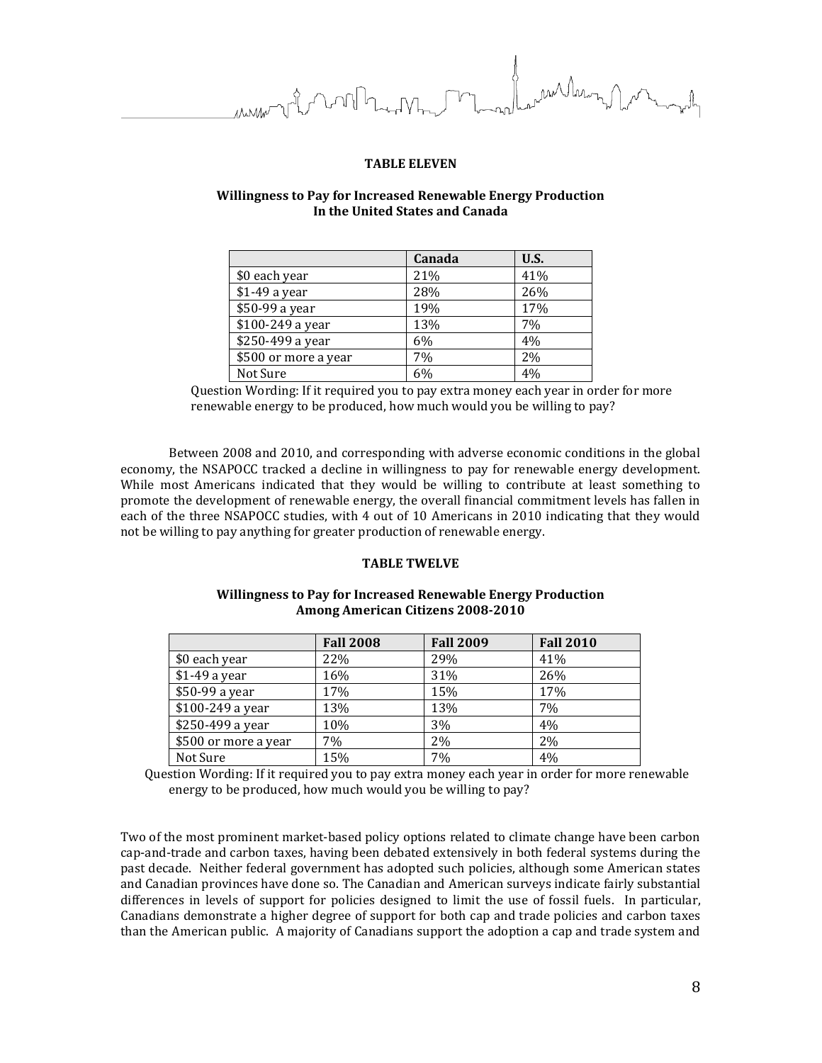**TABLE ELEVEN**

**Willingness to Pay for Increased Renewable Energy Production In the United States and Canada**

| | Canada | U.S. |
|---|---|---|
| $0 each year | 21% | 41% |
| $1-49 a year | 28% | 26% |
| $50-99 a year | 19% | 17% |
| $100-249 a year | 13% | 7% |
| $250-499 a year | 6% | 4% |
| $500 or more a year | 7% | 2% |
| Not Sure | 6% | 4% |

Question Wording: If it required you to pay extra money each year in order for more renewable energy to be produced, how much would you be willing to pay?

Between 2008 and 2010, and corresponding with adverse economic conditions in the global economy, the NSAPOCC tracked a decline in willingness to pay for renewable energy development. While most Americans indicated that they would be willing to contribute at least something to promote the development of renewable energy, the overall financial commitment levels has fallen in each of the three NSAPOCC studies, with 4 out of 10 Americans in 2010 indicating that they would not be willing to pay anything for greater production of renewable energy.

**TABLE TWELVE**

**Willingness to Pay for Increased Renewable Energy Production Among American Citizens 2008-2010**

| | Fall 2008 | Fall 2009 | Fall 2010 |
|---|---|---|---|
| $0 each year | 22% | 29% | 41% |
| $1-49 a year | 16% | 31% | 26% |
| $50-99 a year | 17% | 15% | 17% |
| $100-249 a year | 13% | 13% | 7% |
| $250-499 a year | 10% | 3% | 4% |
| $500 or more a year | 7% | 2% | 2% |
| Not Sure | 15% | 7% | 4% |

Question Wording: If it required you to pay extra money each year in order for more renewable energy to be produced, how much would you be willing to pay?

Two of the most prominent market-based policy options related to climate change have been carbon cap-and-trade and carbon taxes, having been debated extensively in both federal systems during the past decade. Neither federal government has adopted such policies, although some American states and Canadian provinces have done so. The Canadian and American surveys indicate fairly substantial differences in levels of support for policies designed to limit the use of fossil fuels. In particular, Canadians demonstrate a higher degree of support for both cap and trade policies and carbon taxes than the American public. A majority of Canadians support the adoption a cap and trade system and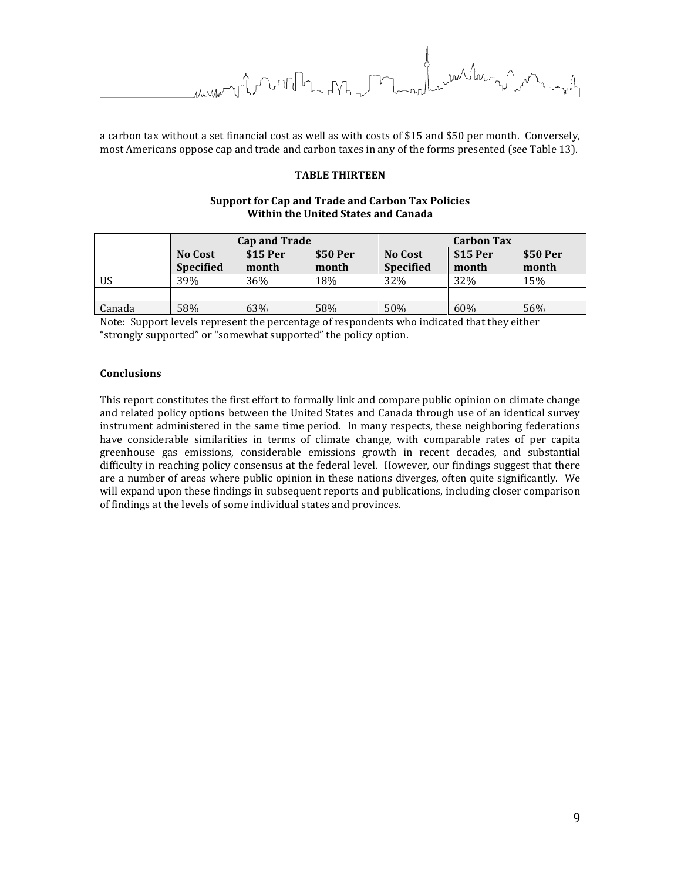a carbon tax without a set financial cost as well as with costs of $15 and $50 per month. Conversely, most Americans oppose cap and trade and carbon taxes in any of the forms presented (see Table 13).

**TABLE THIRTEEN**

**Support for Cap and Trade and Carbon Tax Policies Within the United States and Canada**

| | Cap and Trade | | | Carbon Tax | | |
|---|---|---|---|---|---|---|
| | **No Cost Specified** | **$15 Per month** | **$50 Per month** | **No Cost Specified** | **$15 Per month** | **$50 Per month** |
| US | 39% | 36% | 18% | 32% | 32% | 15% |
| | | | | | | |
| Canada | 58% | 63% | 58% | 50% | 60% | 56% |

Note: Support levels represent the percentage of respondents who indicated that they either "strongly supported" or "somewhat supported" the policy option.

### Conclusions

This report constitutes the first effort to formally link and compare public opinion on climate change and related policy options between the United States and Canada through use of an identical survey instrument administered in the same time period. In many respects, these neighboring federations have considerable similarities in terms of climate change, with comparable rates of per capita greenhouse gas emissions, considerable emissions growth in recent decades, and substantial difficulty in reaching policy consensus at the federal level. However, our findings suggest that there are a number of areas where public opinion in these nations diverges, often quite significantly. We will expand upon these findings in subsequent reports and publications, including closer comparison of findings at the levels of some individual states and provinces.